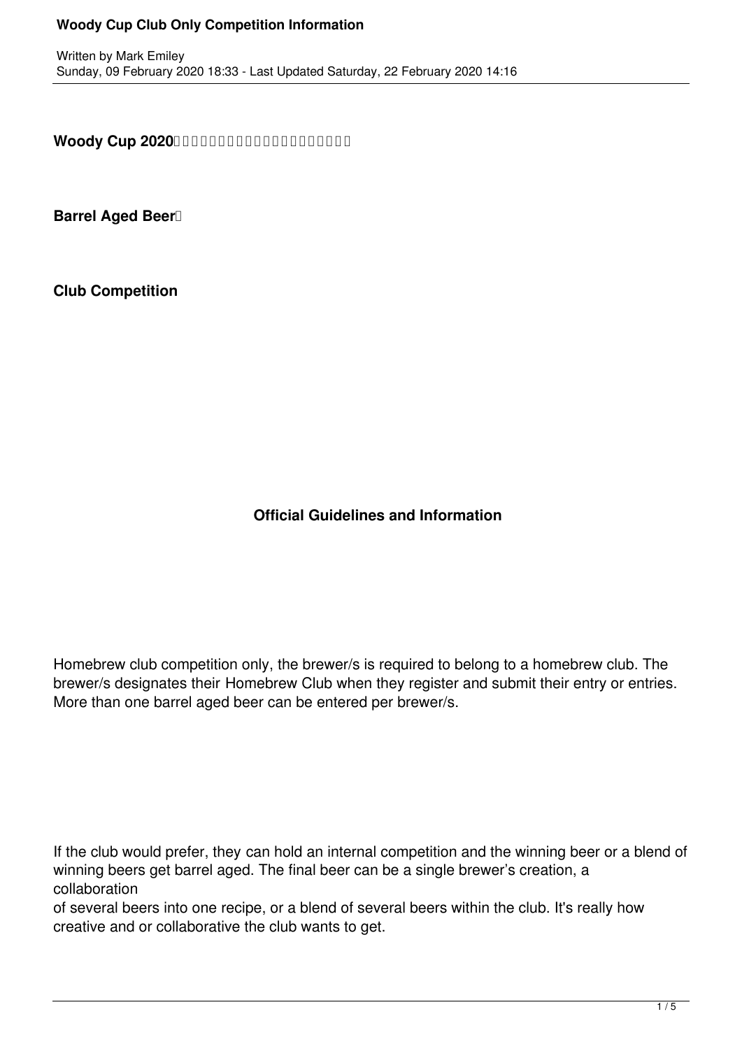**Woody Cup 2020**

**Barrel Aged Beer**

**Club Competition**

**Official Guidelines and Information**

Homebrew club competition only, the brewer/s is required to belong to a homebrew club. The brewer/s designates their Homebrew Club when they register and submit their entry or entries. More than one barrel aged beer can be entered per brewer/s.

If the club would prefer, they can hold an internal competition and the winning beer or a blend of winning beers get barrel aged. The final beer can be a single brewer's creation, a collaboration of several beers into one recipe, or a blend of several beers within the club. It's really how creative and or collaborative the club wants to get.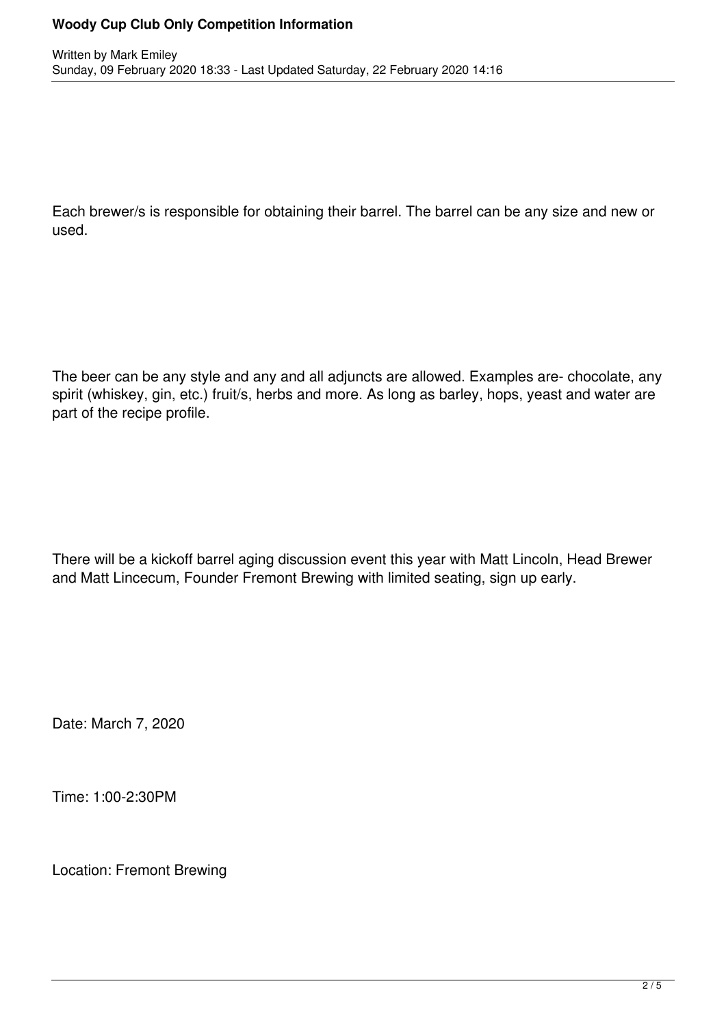Each brewer/s is responsible for obtaining their barrel. The barrel can be any size and new or used.

The beer can be any style and any and all adjuncts are allowed. Examples are- chocolate, any spirit (whiskey, gin, etc.) fruit/s, herbs and more. As long as barley, hops, yeast and water are part of the recipe profile.

There will be a kickoff barrel aging discussion event this year with Matt Lincoln, Head Brewer and Matt Lincecum, Founder Fremont Brewing with limited seating, sign up early.

Date: March 7, 2020

Time: 1:00-2:30PM

Location: Fremont Brewing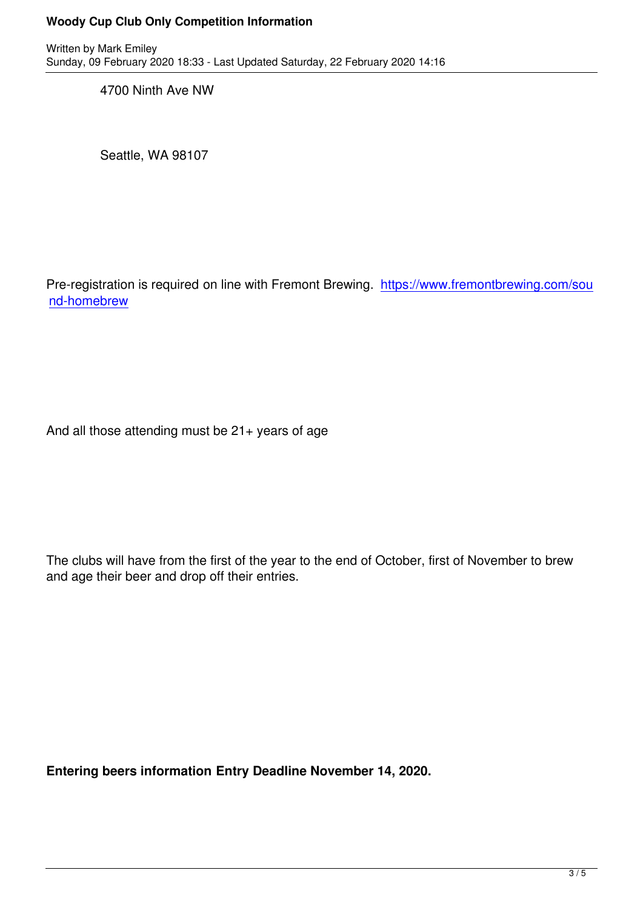4700 Ninth Ave NW

Seattle, WA 98107

Pre-registration is required on line with Fremont Brewing. https://www.fremontbrewing.com/sound-homebrew

And all those attending must be 21+ years of age

The clubs will have from the first of the year to the end of October, first of November to brew and age their beer and drop off their entries.

**Entering beers information Entry Deadline November 14, 2020.**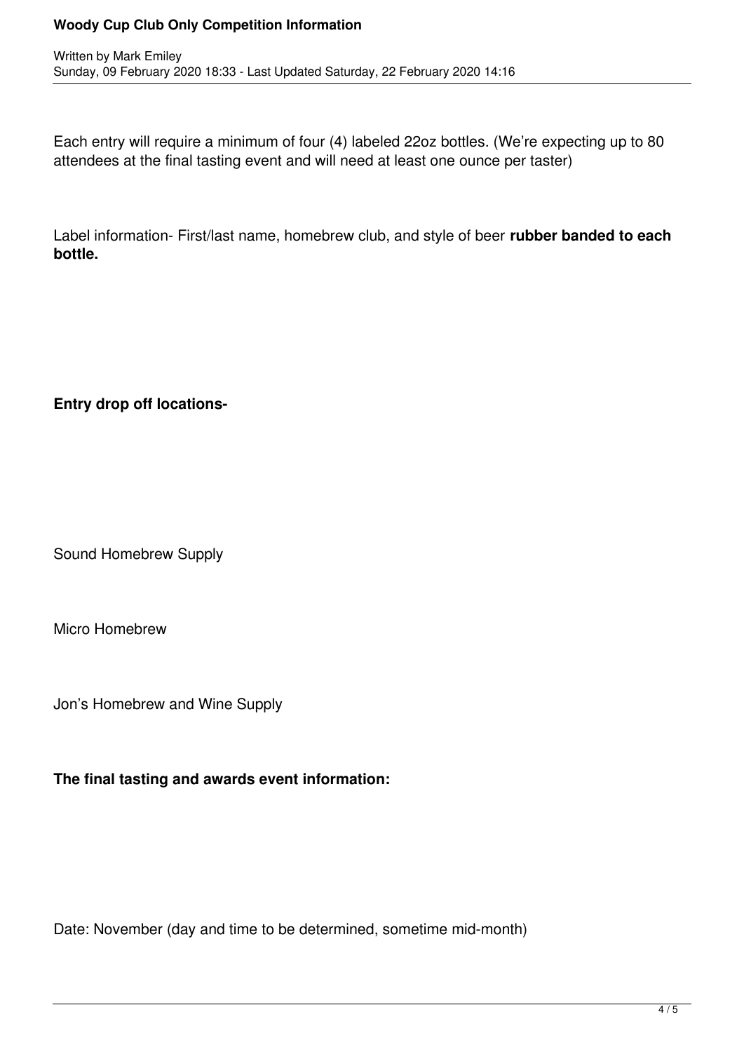Each entry will require a minimum of four (4) labeled 22oz bottles. (We're expecting up to 80 attendees at the final tasting event and will need at least one ounce per taster)

Label information- First/last name, homebrew club, and style of beer **rubber banded to each bottle.**

**Entry drop off locations-**

Sound Homebrew Supply

Micro Homebrew

Jon's Homebrew and Wine Supply

**The final tasting and awards event information:**

Date: November (day and time to be determined, sometime mid-month)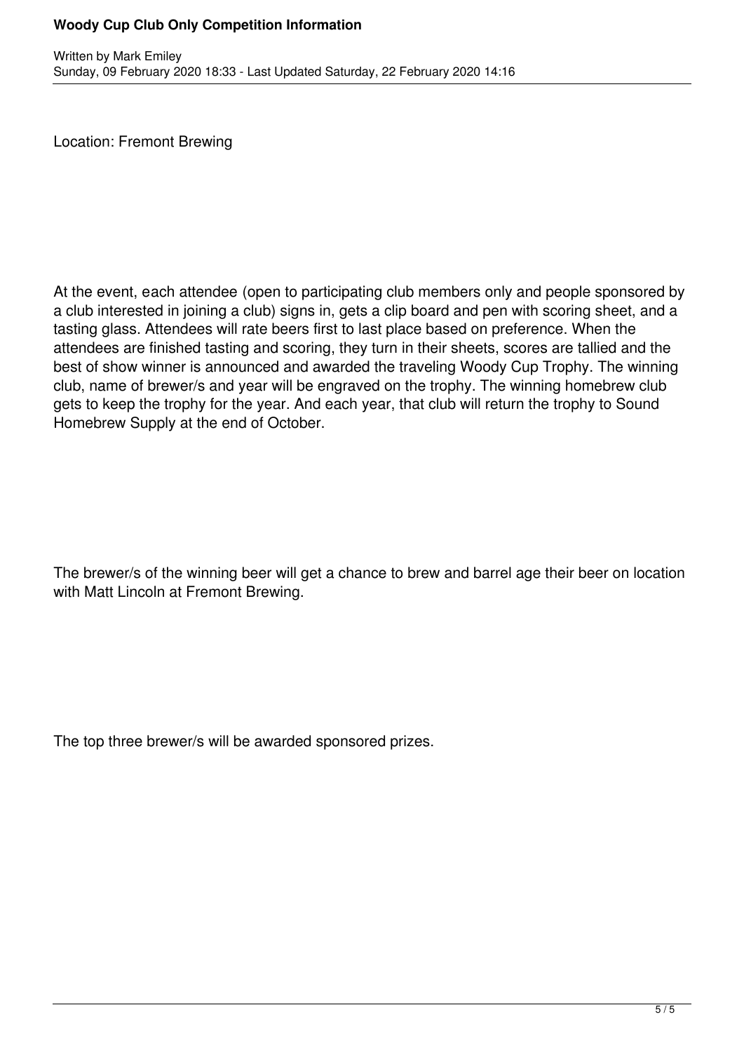Location: Fremont Brewing

At the event, each attendee (open to participating club members only and people sponsored by a club interested in joining a club) signs in, gets a clip board and pen with scoring sheet, and a tasting glass. Attendees will rate beers first to last place based on preference. When the attendees are finished tasting and scoring, they turn in their sheets, scores are tallied and the best of show winner is announced and awarded the traveling Woody Cup Trophy. The winning club, name of brewer/s and year will be engraved on the trophy. The winning homebrew club gets to keep the trophy for the year. And each year, that club will return the trophy to Sound Homebrew Supply at the end of October.

The brewer/s of the winning beer will get a chance to brew and barrel age their beer on location with Matt Lincoln at Fremont Brewing.

The top three brewer/s will be awarded sponsored prizes.